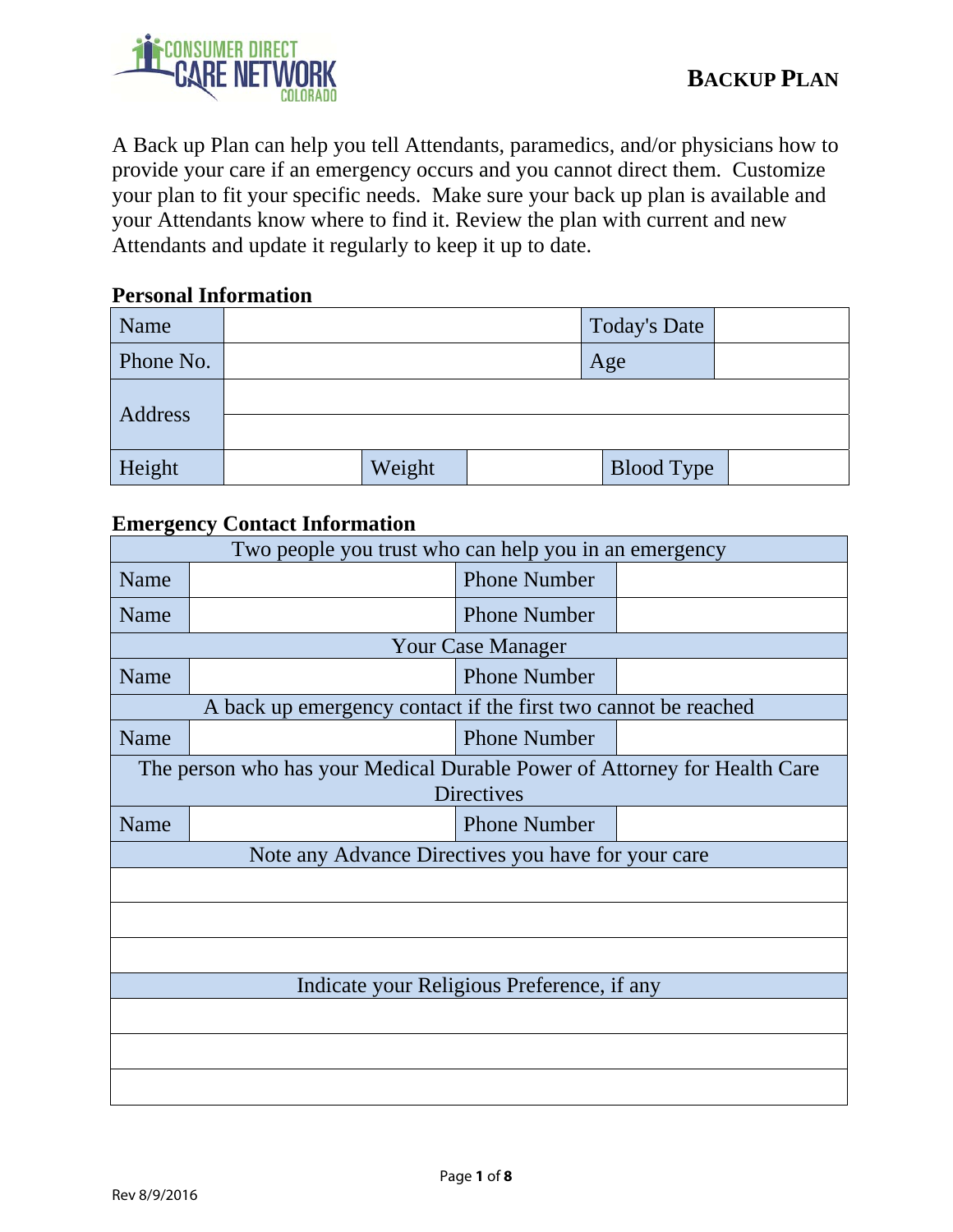# BACKUP PLAN

A Back up Plan can help you tell Attendants, paramedics, and/or physicians how to provide your care if an emergency occurs and you cannot direct them. Customize your plan to fit your specific needs. Make sure your back up plan is available and your Attendants know where to find it. Review the plan with current and new Attendants and update it regularly to keep it up to date.

## Personal Information

| Name | | | | Today's Date | |
|---|---|---|---|---|---|
| Phone No. | | | | Age | |
| Address | | | | | |
| | | | | | |
| Height | | Weight | | Blood Type | |

## Emergency Contact Information

| Two people you trust who can help you in an emergency | | | |
|---|---|---|---|
| Name | | Phone Number | |
| Name | | Phone Number | |
| **Your Case Manager** | | | |
| Name | | Phone Number | |
| **A back up emergency contact if the first two cannot be reached** | | | |
| Name | | Phone Number | |
| **The person who has your Medical Durable Power of Attorney for Health Care Directives** | | | |
| Name | | Phone Number | |
| **Note any Advance Directives you have for your care** | | | |
| | | | |
| | | | |
| | | | |
| **Indicate your Religious Preference, if any** | | | |
| | | | |
| | | | |
| | | | |

Rev 8/9/2016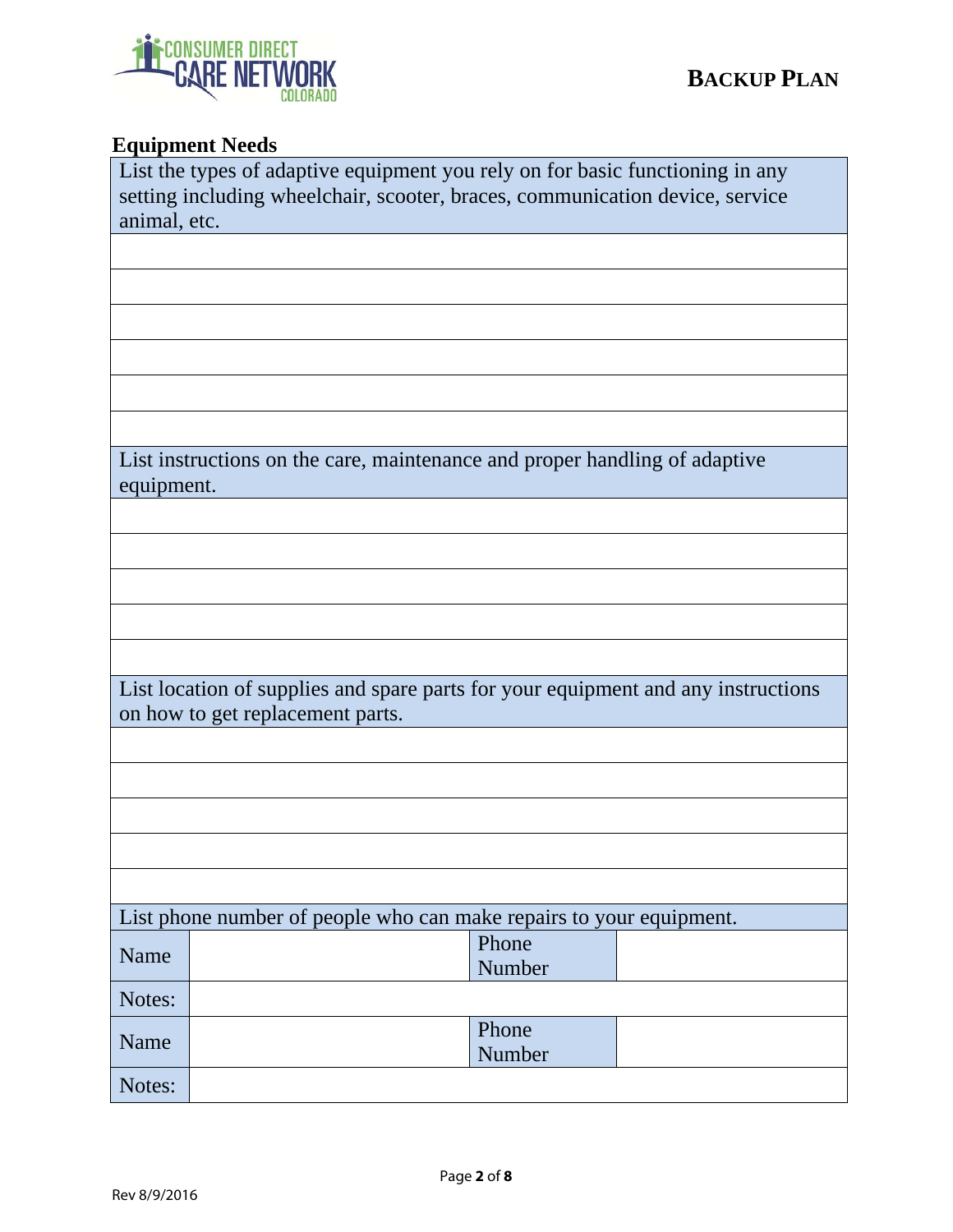## Equipment Needs

| List the types of adaptive equipment you rely on for basic functioning in any setting including wheelchair, scooter, braces, communication device, service animal, etc. |
| --- |
| |
| |
| |
| |
| |
| |

| List instructions on the care, maintenance and proper handling of adaptive equipment. |
| --- |
| |
| |
| |
| |
| |

| List location of supplies and spare parts for your equipment and any instructions on how to get replacement parts. |
| --- |
| |
| |
| |
| |
| |

| List phone number of people who can make repairs to your equipment. | | | |
| --- | --- | --- | --- |
| Name | | Phone Number | |
| Notes: | | | |
| Name | | Phone Number | |
| Notes: | | | |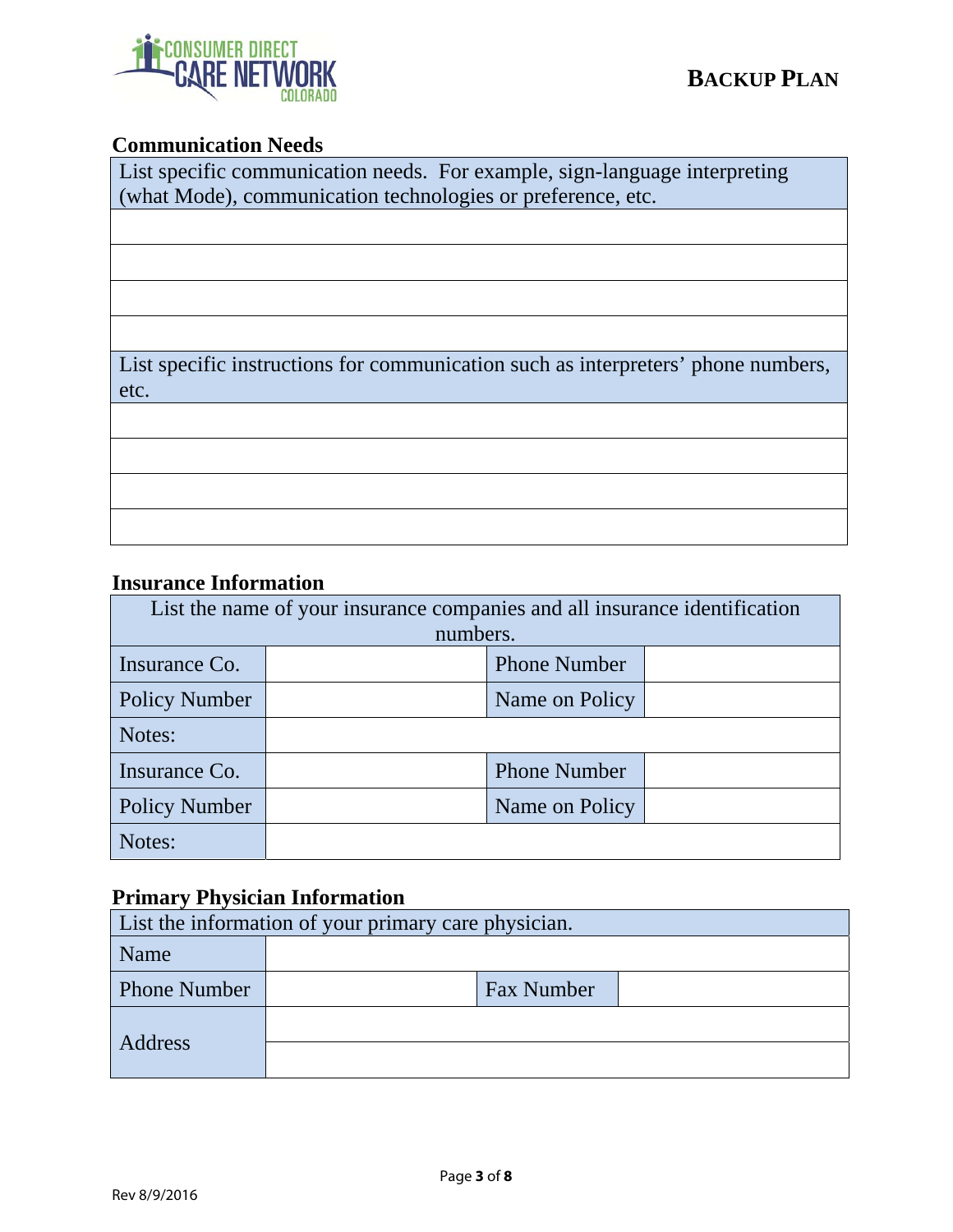## Communication Needs

| List specific communication needs. For example, sign-language interpreting (what Mode), communication technologies or preference, etc. |
|---|
| |
| |
| |
| |
| **List specific instructions for communication such as interpreters' phone numbers, etc.** |
| |
| |
| |
| |

## Insurance Information

| List the name of your insurance companies and all insurance identification numbers. | | | |
|---|---|---|---|
| Insurance Co. | | Phone Number | |
| Policy Number | | Name on Policy | |
| Notes: | | | |
| Insurance Co. | | Phone Number | |
| Policy Number | | Name on Policy | |
| Notes: | | | |

## Primary Physician Information

| List the information of your primary care physician. | | | |
|---|---|---|---|
| Name | | | |
| Phone Number | | Fax Number | |
| Address | | | |
| | | | |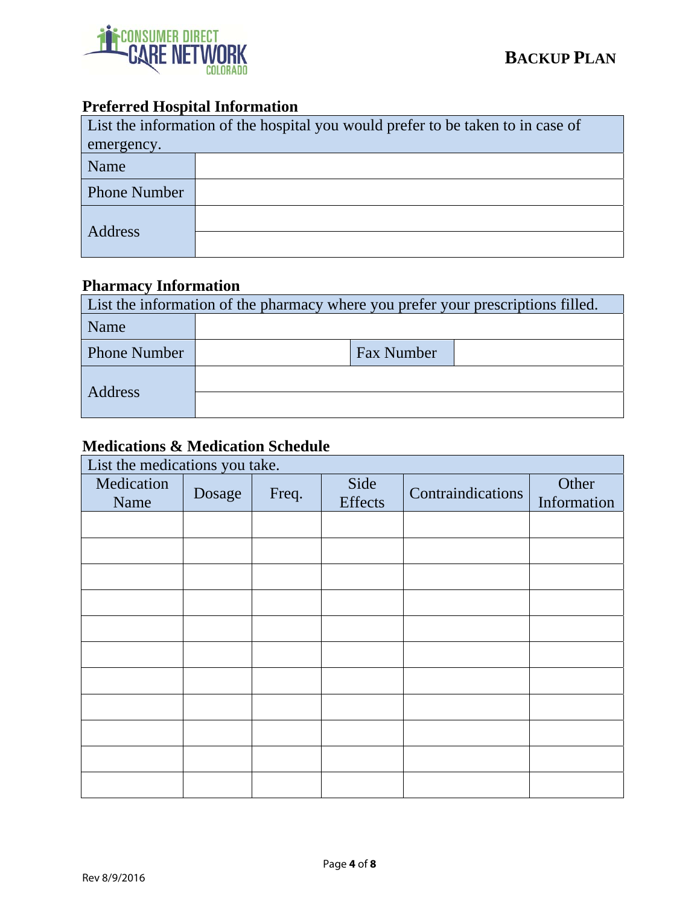# BACKUP PLAN

## Preferred Hospital Information

| List the information of the hospital you would prefer to be taken to in case of emergency. | |
|---|---|
| Name | |
| Phone Number | |
| Address | |
| | |

## Pharmacy Information

| List the information of the pharmacy where you prefer your prescriptions filled. | | | |
|---|---|---|---|
| Name | | | |
| Phone Number | | Fax Number | |
| Address | | | |
| | | | |

## Medications & Medication Schedule

List the medications you take.

| Medication Name | Dosage | Freq. | Side Effects | Contraindications | Other Information |
|---|---|---|---|---|---|
| | | | | | |
| | | | | | |
| | | | | | |
| | | | | | |
| | | | | | |
| | | | | | |
| | | | | | |
| | | | | | |
| | | | | | |
| | | | | | |
| | | | | | |

Rev 8/9/2016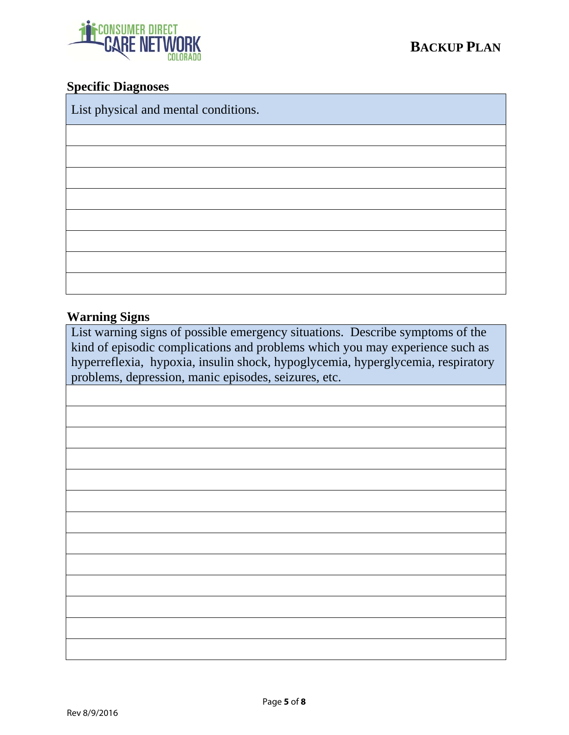## Specific Diagnoses

| List physical and mental conditions. |
|---|
| |
| |
| |
| |
| |
| |
| |
| |

## Warning Signs

| List warning signs of possible emergency situations. Describe symptoms of the kind of episodic complications and problems which you may experience such as hyperreflexia, hypoxia, insulin shock, hypoglycemia, hyperglycemia, respiratory problems, depression, manic episodes, seizures, etc. |
|---|
| |
| |
| |
| |
| |
| |
| |
| |
| |
| |
| |
| |
| |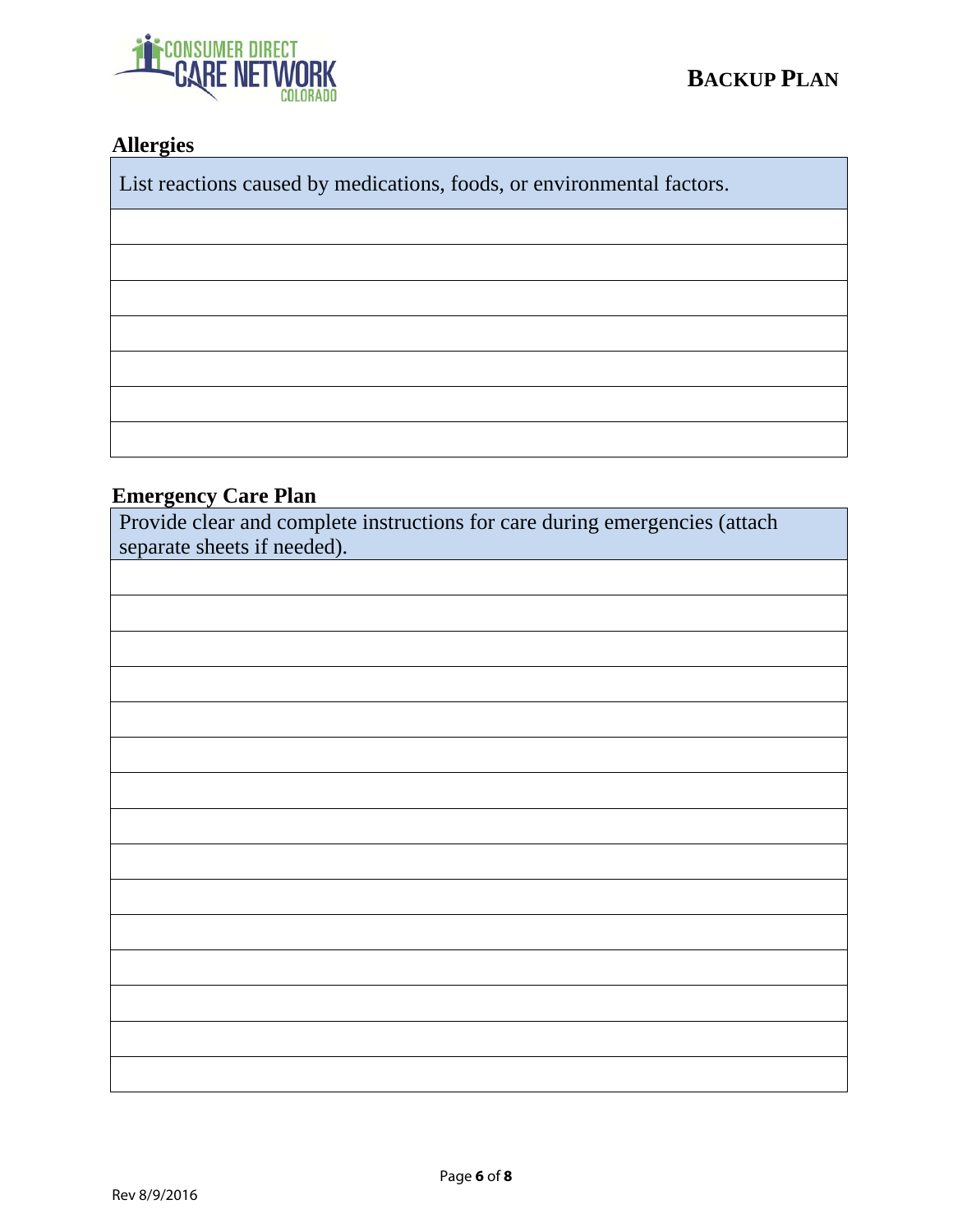## Allergies

| List reactions caused by medications, foods, or environmental factors. |
| --- |
| |
| |
| |
| |
| |
| |
| |

## Emergency Care Plan

| Provide clear and complete instructions for care during emergencies (attach separate sheets if needed). |
| --- |
| |
| |
| |
| |
| |
| |
| |
| |
| |
| |
| |
| |
| |
| |
| |

Rev 8/9/2016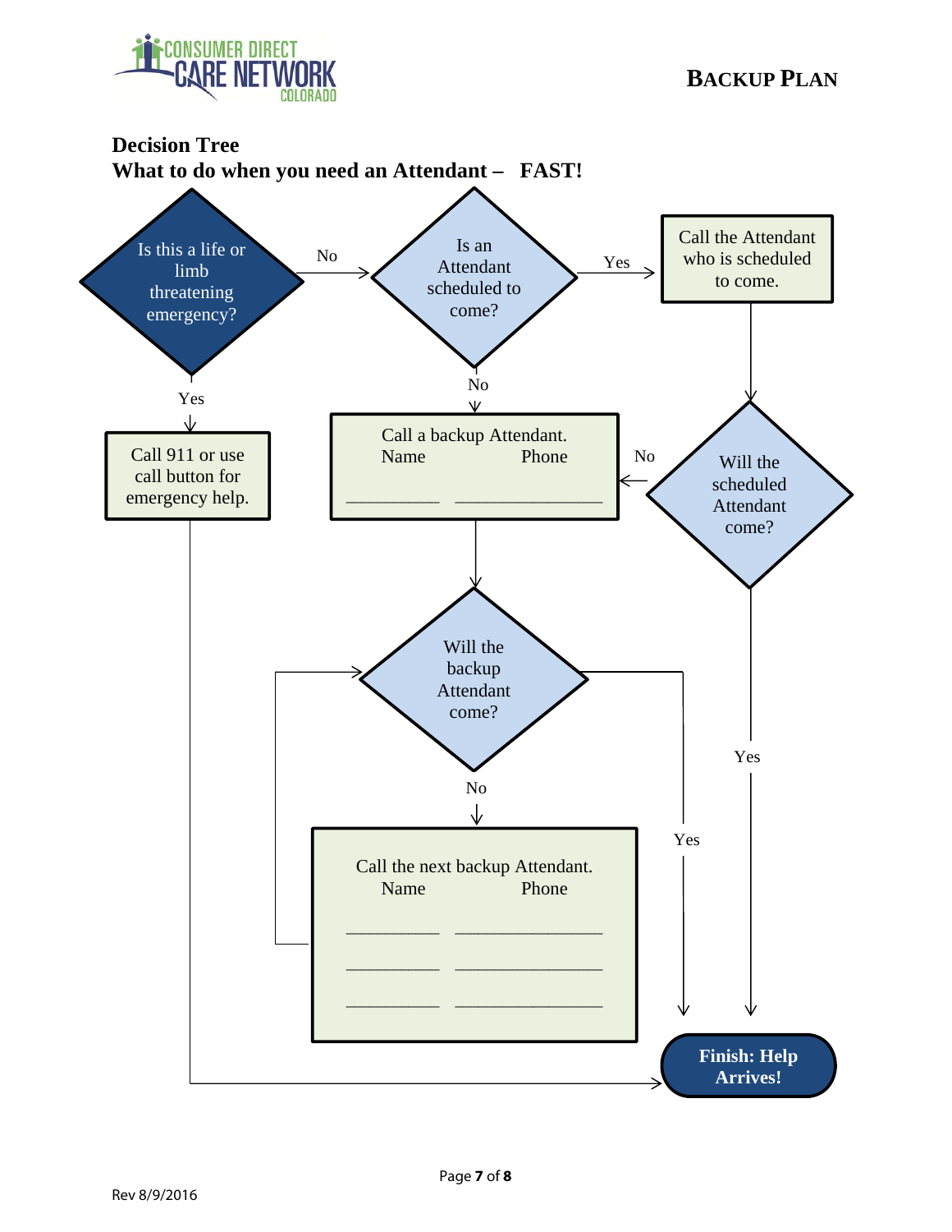## Decision Tree

## What to do when you need an Attendant – FAST!

Is this a life or limb threatening emergency?

- **Yes** → Call 911 or use call button for emergency help. → **Finish: Help Arrives!**
- **No** → Is an Attendant scheduled to come?
  - **Yes** → Call the Attendant who is scheduled to come. → Will the scheduled Attendant come?
    - **Yes** → **Finish: Help Arrives!**
    - **No** → Call a backup Attendant.
  - **No** → Call a backup Attendant.

Call a backup Attendant.

| Name | Phone |
| --- | --- |
| __________ | ________________ |

→ Will the backup Attendant come?

- **Yes** → **Finish: Help Arrives!**
- **No** → Call the next backup Attendant. → (return to "Will the backup Attendant come?")

Call the next backup Attendant.

| Name | Phone |
| --- | --- |
| __________ | ________________ |
| __________ | ________________ |
| __________ | ________________ |

**Finish: Help Arrives!**

Rev 8/9/2016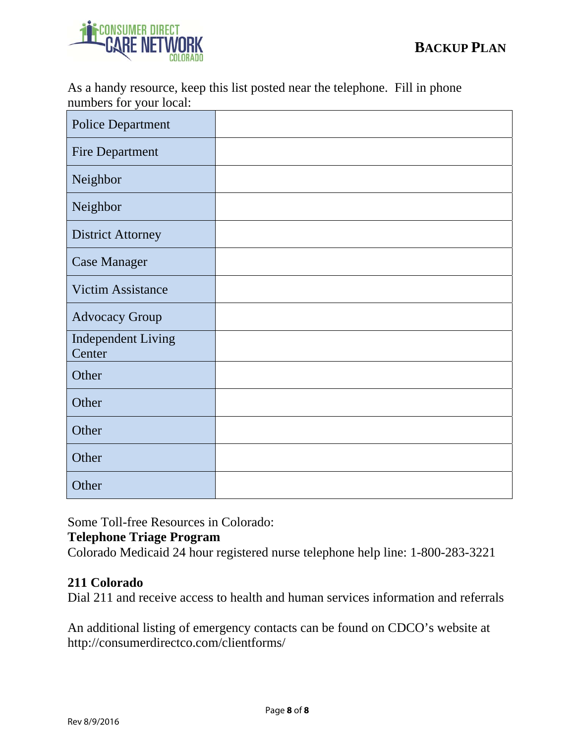# BACKUP PLAN

As a handy resource, keep this list posted near the telephone. Fill in phone numbers for your local:

| | |
|---|---|
| Police Department | |
| Fire Department | |
| Neighbor | |
| Neighbor | |
| District Attorney | |
| Case Manager | |
| Victim Assistance | |
| Advocacy Group | |
| Independent Living Center | |
| Other | |
| Other | |
| Other | |
| Other | |
| Other | |

Some Toll-free Resources in Colorado:

**Telephone Triage Program**

Colorado Medicaid 24 hour registered nurse telephone help line: 1-800-283-3221

**211 Colorado**

Dial 211 and receive access to health and human services information and referrals

An additional listing of emergency contacts can be found on CDCO's website at http://consumerdirectco.com/clientforms/

Rev 8/9/2016